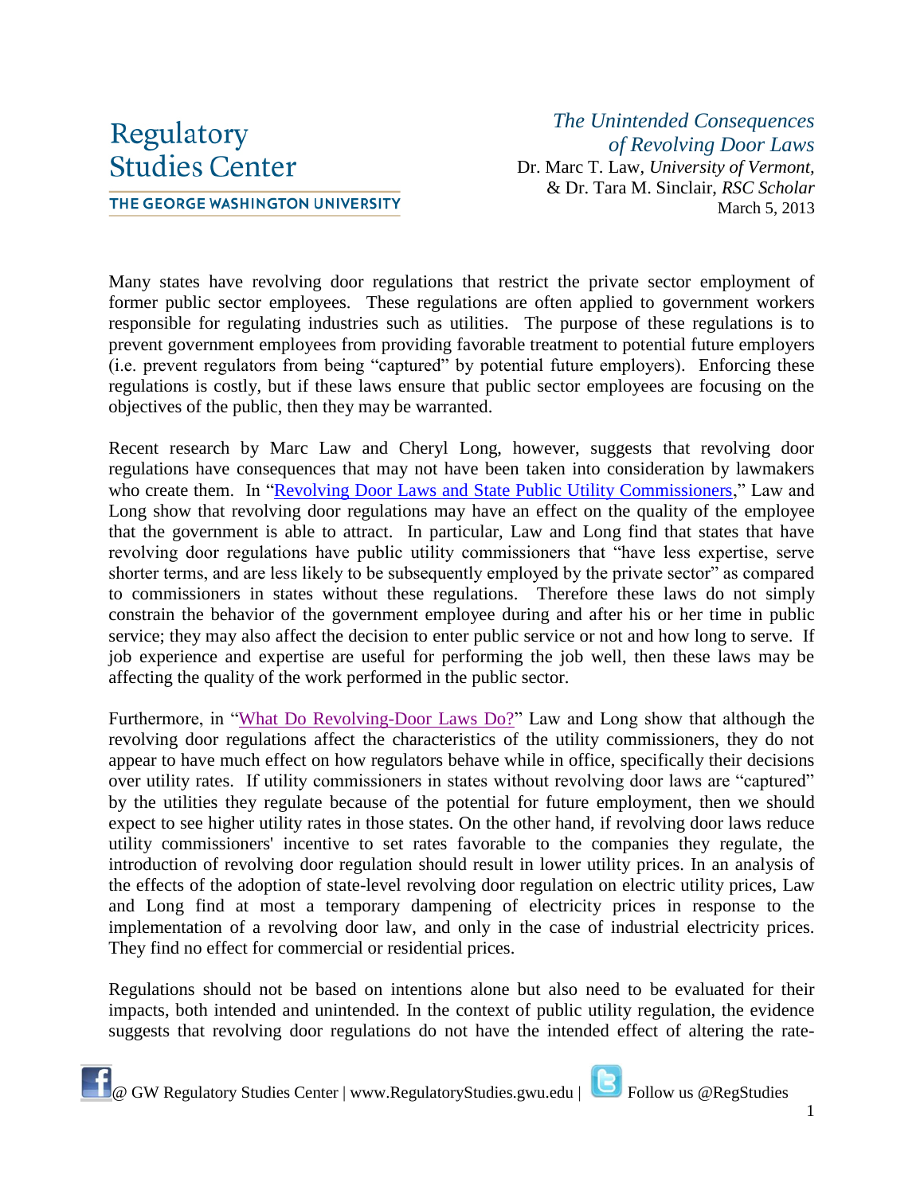Regulatory Studies Center

THE GEORGE WASHINGTON UNIVERSITY

# *The Unintended Consequences of Revolving Door Laws*

Dr. Marc T. Law, *University of Vermont,*
& Dr. Tara M. Sinclair, *RSC Scholar*
March 5, 2013

Many states have revolving door regulations that restrict the private sector employment of former public sector employees. These regulations are often applied to government workers responsible for regulating industries such as utilities. The purpose of these regulations is to prevent government employees from providing favorable treatment to potential future employers (i.e. prevent regulators from being "captured" by potential future employers). Enforcing these regulations is costly, but if these laws ensure that public sector employees are focusing on the objectives of the public, then they may be warranted.

Recent research by Marc Law and Cheryl Long, however, suggests that revolving door regulations have consequences that may not have been taken into consideration by lawmakers who create them. In "Revolving Door Laws and State Public Utility Commissioners," Law and Long show that revolving door regulations may have an effect on the quality of the employee that the government is able to attract. In particular, Law and Long find that states that have revolving door regulations have public utility commissioners that "have less expertise, serve shorter terms, and are less likely to be subsequently employed by the private sector" as compared to commissioners in states without these regulations. Therefore these laws do not simply constrain the behavior of the government employee during and after his or her time in public service; they may also affect the decision to enter public service or not and how long to serve. If job experience and expertise are useful for performing the job well, then these laws may be affecting the quality of the work performed in the public sector.

Furthermore, in "What Do Revolving-Door Laws Do?" Law and Long show that although the revolving door regulations affect the characteristics of the utility commissioners, they do not appear to have much effect on how regulators behave while in office, specifically their decisions over utility rates. If utility commissioners in states without revolving door laws are "captured" by the utilities they regulate because of the potential for future employment, then we should expect to see higher utility rates in those states. On the other hand, if revolving door laws reduce utility commissioners' incentive to set rates favorable to the companies they regulate, the introduction of revolving door regulation should result in lower utility prices. In an analysis of the effects of the adoption of state-level revolving door regulation on electric utility prices, Law and Long find at most a temporary dampening of electricity prices in response to the implementation of a revolving door law, and only in the case of industrial electricity prices. They find no effect for commercial or residential prices.

Regulations should not be based on intentions alone but also need to be evaluated for their impacts, both intended and unintended. In the context of public utility regulation, the evidence suggests that revolving door regulations do not have the intended effect of altering the rate-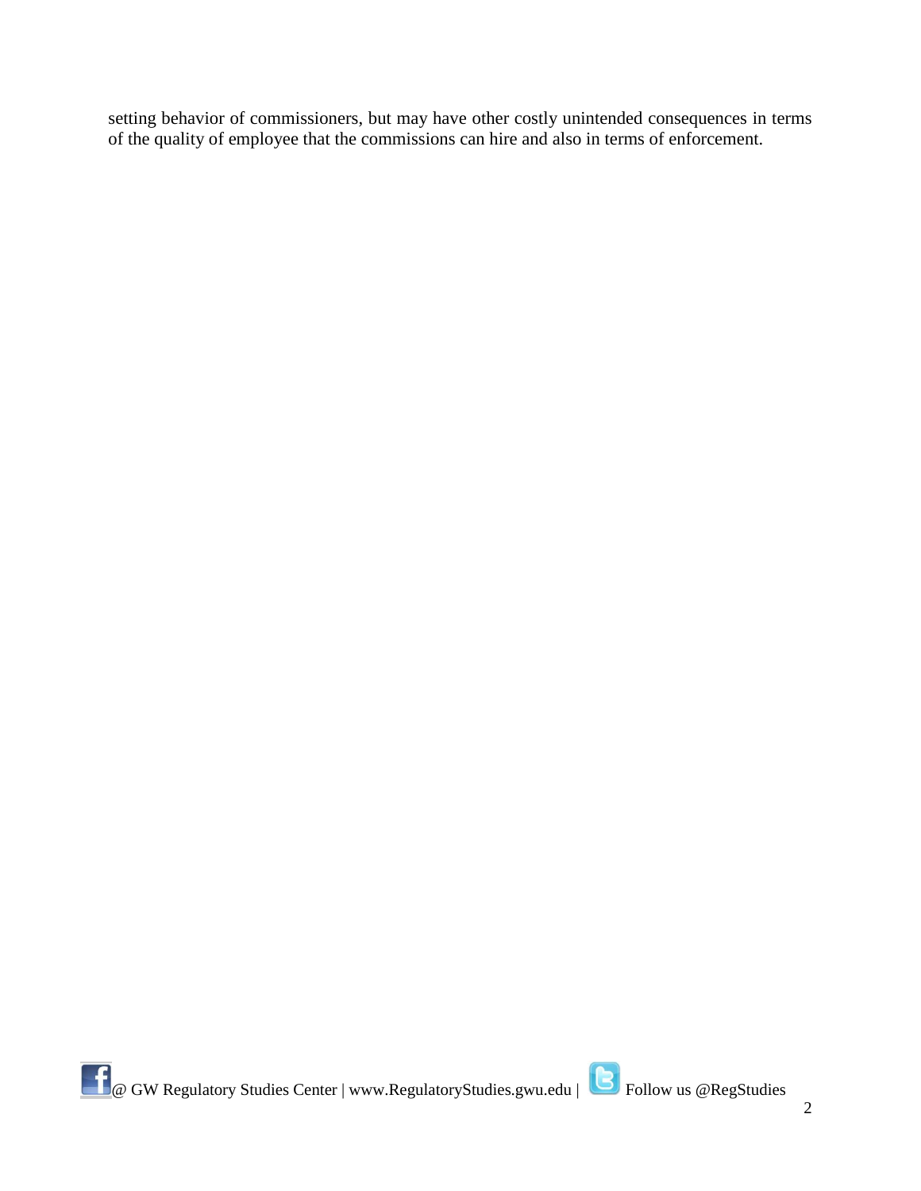setting behavior of commissioners, but may have other costly unintended consequences in terms of the quality of employee that the commissions can hire and also in terms of enforcement.